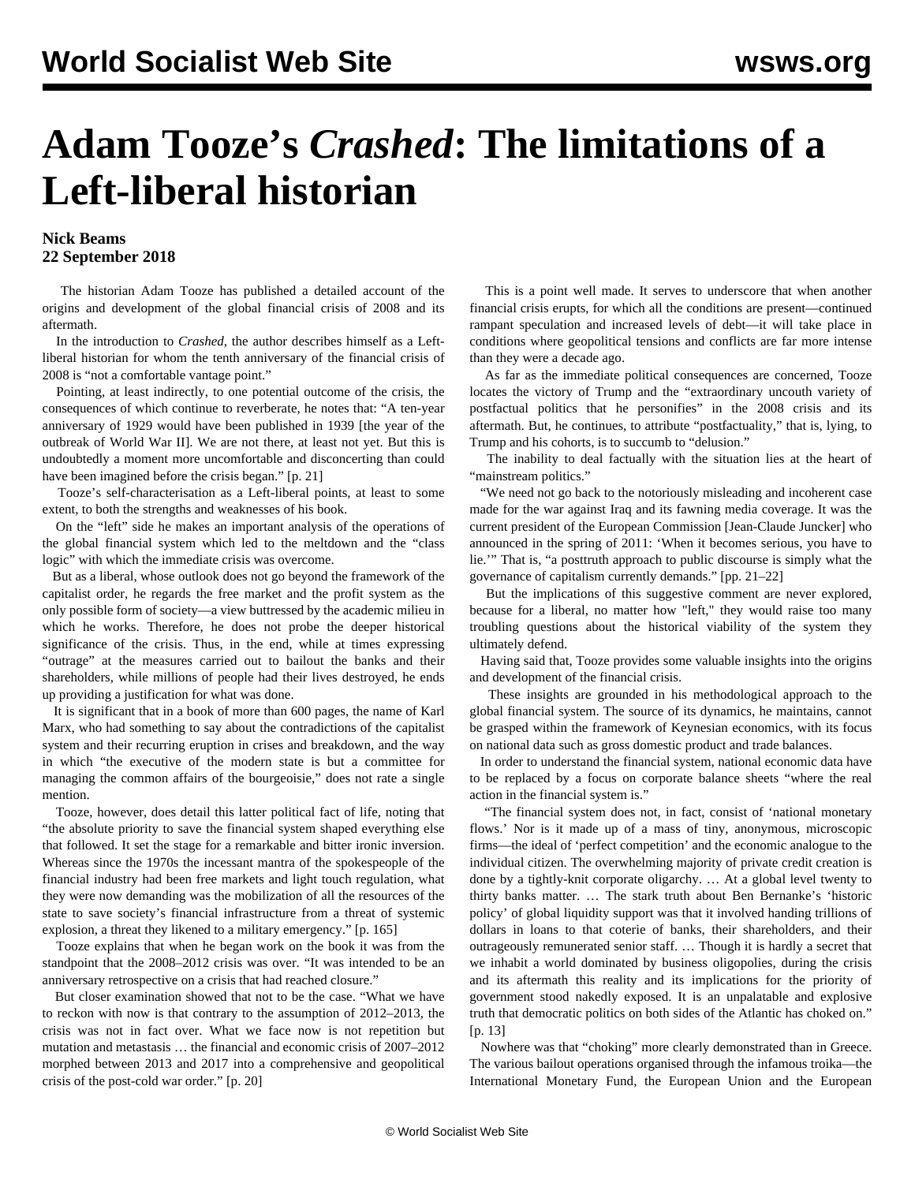# Adam Tooze's *Crashed*: The limitations of a Left-liberal historian

**Nick Beams**
**22 September 2018**

The historian Adam Tooze has published a detailed account of the origins and development of the global financial crisis of 2008 and its aftermath.

In the introduction to *Crashed*, the author describes himself as a Left-liberal historian for whom the tenth anniversary of the financial crisis of 2008 is "not a comfortable vantage point."

Pointing, at least indirectly, to one potential outcome of the crisis, the consequences of which continue to reverberate, he notes that: "A ten-year anniversary of 1929 would have been published in 1939 [the year of the outbreak of World War II]. We are not there, at least not yet. But this is undoubtedly a moment more uncomfortable and disconcerting than could have been imagined before the crisis began." [p. 21]

Tooze's self-characterisation as a Left-liberal points, at least to some extent, to both the strengths and weaknesses of his book.

On the "left" side he makes an important analysis of the operations of the global financial system which led to the meltdown and the "class logic" with which the immediate crisis was overcome.

But as a liberal, whose outlook does not go beyond the framework of the capitalist order, he regards the free market and the profit system as the only possible form of society—a view buttressed by the academic milieu in which he works. Therefore, he does not probe the deeper historical significance of the crisis. Thus, in the end, while at times expressing "outrage" at the measures carried out to bailout the banks and their shareholders, while millions of people had their lives destroyed, he ends up providing a justification for what was done.

It is significant that in a book of more than 600 pages, the name of Karl Marx, who had something to say about the contradictions of the capitalist system and their recurring eruption in crises and breakdown, and the way in which "the executive of the modern state is but a committee for managing the common affairs of the bourgeoisie," does not rate a single mention.

Tooze, however, does detail this latter political fact of life, noting that "the absolute priority to save the financial system shaped everything else that followed. It set the stage for a remarkable and bitter ironic inversion. Whereas since the 1970s the incessant mantra of the spokespeople of the financial industry had been free markets and light touch regulation, what they were now demanding was the mobilization of all the resources of the state to save society's financial infrastructure from a threat of systemic explosion, a threat they likened to a military emergency." [p. 165]

Tooze explains that when he began work on the book it was from the standpoint that the 2008–2012 crisis was over. "It was intended to be an anniversary retrospective on a crisis that had reached closure."

But closer examination showed that not to be the case. "What we have to reckon with now is that contrary to the assumption of 2012–2013, the crisis was not in fact over. What we face now is not repetition but mutation and metastasis … the financial and economic crisis of 2007–2012 morphed between 2013 and 2017 into a comprehensive and geopolitical crisis of the post-cold war order." [p. 20]

This is a point well made. It serves to underscore that when another financial crisis erupts, for which all the conditions are present—continued rampant speculation and increased levels of debt—it will take place in conditions where geopolitical tensions and conflicts are far more intense than they were a decade ago.

As far as the immediate political consequences are concerned, Tooze locates the victory of Trump and the "extraordinary uncouth variety of postfactual politics that he personifies" in the 2008 crisis and its aftermath. But, he continues, to attribute "postfactuality," that is, lying, to Trump and his cohorts, is to succumb to "delusion."

The inability to deal factually with the situation lies at the heart of "mainstream politics."

"We need not go back to the notoriously misleading and incoherent case made for the war against Iraq and its fawning media coverage. It was the current president of the European Commission [Jean-Claude Juncker] who announced in the spring of 2011: 'When it becomes serious, you have to lie.'" That is, "a posttruth approach to public discourse is simply what the governance of capitalism currently demands." [pp. 21–22]

But the implications of this suggestive comment are never explored, because for a liberal, no matter how "left," they would raise too many troubling questions about the historical viability of the system they ultimately defend.

Having said that, Tooze provides some valuable insights into the origins and development of the financial crisis.

These insights are grounded in his methodological approach to the global financial system. The source of its dynamics, he maintains, cannot be grasped within the framework of Keynesian economics, with its focus on national data such as gross domestic product and trade balances.

In order to understand the financial system, national economic data have to be replaced by a focus on corporate balance sheets "where the real action in the financial system is."

"The financial system does not, in fact, consist of 'national monetary flows.' Nor is it made up of a mass of tiny, anonymous, microscopic firms—the ideal of 'perfect competition' and the economic analogue to the individual citizen. The overwhelming majority of private credit creation is done by a tightly-knit corporate oligarchy. … At a global level twenty to thirty banks matter. … The stark truth about Ben Bernanke's 'historic policy' of global liquidity support was that it involved handing trillions of dollars in loans to that coterie of banks, their shareholders, and their outrageously remunerated senior staff. … Though it is hardly a secret that we inhabit a world dominated by business oligopolies, during the crisis and its aftermath this reality and its implications for the priority of government stood nakedly exposed. It is an unpalatable and explosive truth that democratic politics on both sides of the Atlantic has choked on." [p. 13]

Nowhere was that "choking" more clearly demonstrated than in Greece. The various bailout operations organised through the infamous troika—the International Monetary Fund, the European Union and the European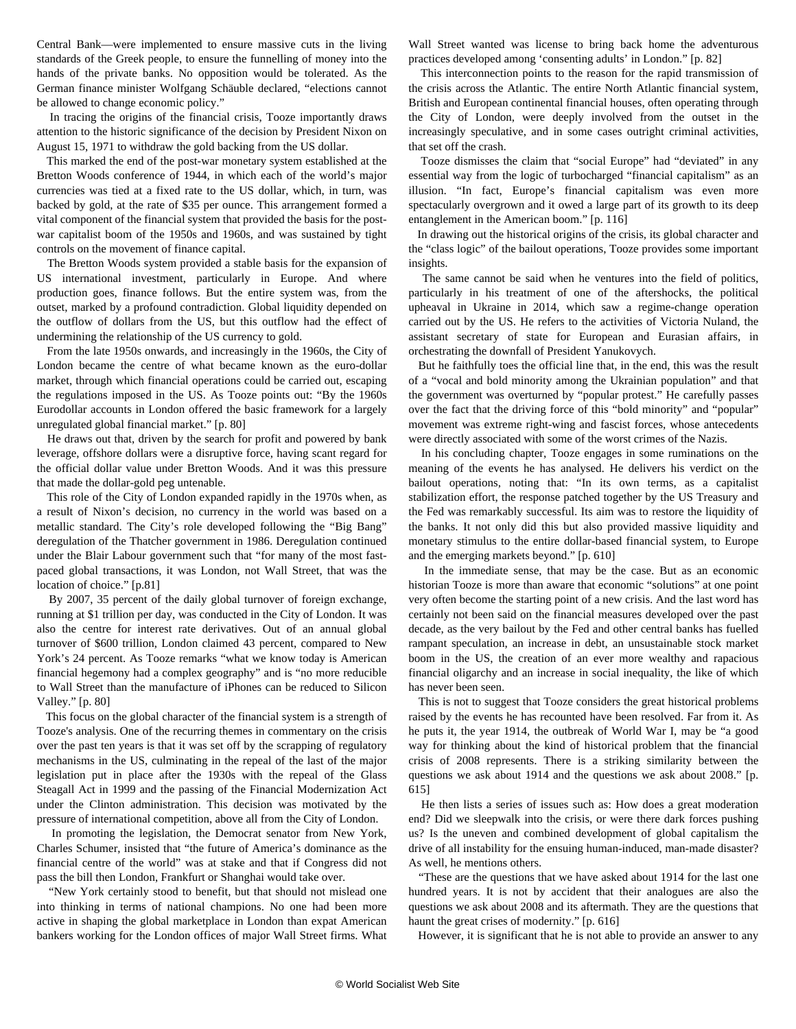Central Bank—were implemented to ensure massive cuts in the living standards of the Greek people, to ensure the funnelling of money into the hands of the private banks. No opposition would be tolerated. As the German finance minister Wolfgang Schäuble declared, "elections cannot be allowed to change economic policy."

In tracing the origins of the financial crisis, Tooze importantly draws attention to the historic significance of the decision by President Nixon on August 15, 1971 to withdraw the gold backing from the US dollar.

This marked the end of the post-war monetary system established at the Bretton Woods conference of 1944, in which each of the world's major currencies was tied at a fixed rate to the US dollar, which, in turn, was backed by gold, at the rate of $35 per ounce. This arrangement formed a vital component of the financial system that provided the basis for the post-war capitalist boom of the 1950s and 1960s, and was sustained by tight controls on the movement of finance capital.

The Bretton Woods system provided a stable basis for the expansion of US international investment, particularly in Europe. And where production goes, finance follows. But the entire system was, from the outset, marked by a profound contradiction. Global liquidity depended on the outflow of dollars from the US, but this outflow had the effect of undermining the relationship of the US currency to gold.

From the late 1950s onwards, and increasingly in the 1960s, the City of London became the centre of what became known as the euro-dollar market, through which financial operations could be carried out, escaping the regulations imposed in the US. As Tooze points out: "By the 1960s Eurodollar accounts in London offered the basic framework for a largely unregulated global financial market." [p. 80]

He draws out that, driven by the search for profit and powered by bank leverage, offshore dollars were a disruptive force, having scant regard for the official dollar value under Bretton Woods. And it was this pressure that made the dollar-gold peg untenable.

This role of the City of London expanded rapidly in the 1970s when, as a result of Nixon's decision, no currency in the world was based on a metallic standard. The City's role developed following the "Big Bang" deregulation of the Thatcher government in 1986. Deregulation continued under the Blair Labour government such that "for many of the most fast-paced global transactions, it was London, not Wall Street, that was the location of choice." [p.81]

By 2007, 35 percent of the daily global turnover of foreign exchange, running at $1 trillion per day, was conducted in the City of London. It was also the centre for interest rate derivatives. Out of an annual global turnover of $600 trillion, London claimed 43 percent, compared to New York's 24 percent. As Tooze remarks "what we know today is American financial hegemony had a complex geography" and is "no more reducible to Wall Street than the manufacture of iPhones can be reduced to Silicon Valley." [p. 80]

This focus on the global character of the financial system is a strength of Tooze's analysis. One of the recurring themes in commentary on the crisis over the past ten years is that it was set off by the scrapping of regulatory mechanisms in the US, culminating in the repeal of the last of the major legislation put in place after the 1930s with the repeal of the Glass Steagall Act in 1999 and the passing of the Financial Modernization Act under the Clinton administration. This decision was motivated by the pressure of international competition, above all from the City of London.

In promoting the legislation, the Democrat senator from New York, Charles Schumer, insisted that "the future of America's dominance as the financial centre of the world" was at stake and that if Congress did not pass the bill then London, Frankfurt or Shanghai would take over.

"New York certainly stood to benefit, but that should not mislead one into thinking in terms of national champions. No one had been more active in shaping the global marketplace in London than expat American bankers working for the London offices of major Wall Street firms. What Wall Street wanted was license to bring back home the adventurous practices developed among 'consenting adults' in London." [p. 82]

This interconnection points to the reason for the rapid transmission of the crisis across the Atlantic. The entire North Atlantic financial system, British and European continental financial houses, often operating through the City of London, were deeply involved from the outset in the increasingly speculative, and in some cases outright criminal activities, that set off the crash.

Tooze dismisses the claim that "social Europe" had "deviated" in any essential way from the logic of turbocharged "financial capitalism" as an illusion. "In fact, Europe's financial capitalism was even more spectacularly overgrown and it owed a large part of its growth to its deep entanglement in the American boom." [p. 116]

In drawing out the historical origins of the crisis, its global character and the "class logic" of the bailout operations, Tooze provides some important insights.

The same cannot be said when he ventures into the field of politics, particularly in his treatment of one of the aftershocks, the political upheaval in Ukraine in 2014, which saw a regime-change operation carried out by the US. He refers to the activities of Victoria Nuland, the assistant secretary of state for European and Eurasian affairs, in orchestrating the downfall of President Yanukovych.

But he faithfully toes the official line that, in the end, this was the result of a "vocal and bold minority among the Ukrainian population" and that the government was overturned by "popular protest." He carefully passes over the fact that the driving force of this "bold minority" and "popular" movement was extreme right-wing and fascist forces, whose antecedents were directly associated with some of the worst crimes of the Nazis.

In his concluding chapter, Tooze engages in some ruminations on the meaning of the events he has analysed. He delivers his verdict on the bailout operations, noting that: "In its own terms, as a capitalist stabilization effort, the response patched together by the US Treasury and the Fed was remarkably successful. Its aim was to restore the liquidity of the banks. It not only did this but also provided massive liquidity and monetary stimulus to the entire dollar-based financial system, to Europe and the emerging markets beyond." [p. 610]

In the immediate sense, that may be the case. But as an economic historian Tooze is more than aware that economic "solutions" at one point very often become the starting point of a new crisis. And the last word has certainly not been said on the financial measures developed over the past decade, as the very bailout by the Fed and other central banks has fuelled rampant speculation, an increase in debt, an unsustainable stock market boom in the US, the creation of an ever more wealthy and rapacious financial oligarchy and an increase in social inequality, the like of which has never been seen.

This is not to suggest that Tooze considers the great historical problems raised by the events he has recounted have been resolved. Far from it. As he puts it, the year 1914, the outbreak of World War I, may be "a good way for thinking about the kind of historical problem that the financial crisis of 2008 represents. There is a striking similarity between the questions we ask about 1914 and the questions we ask about 2008." [p. 615]

He then lists a series of issues such as: How does a great moderation end? Did we sleepwalk into the crisis, or were there dark forces pushing us? Is the uneven and combined development of global capitalism the drive of all instability for the ensuing human-induced, man-made disaster? As well, he mentions others.

"These are the questions that we have asked about 1914 for the last one hundred years. It is not by accident that their analogues are also the questions we ask about 2008 and its aftermath. They are the questions that haunt the great crises of modernity." [p. 616]

However, it is significant that he is not able to provide an answer to any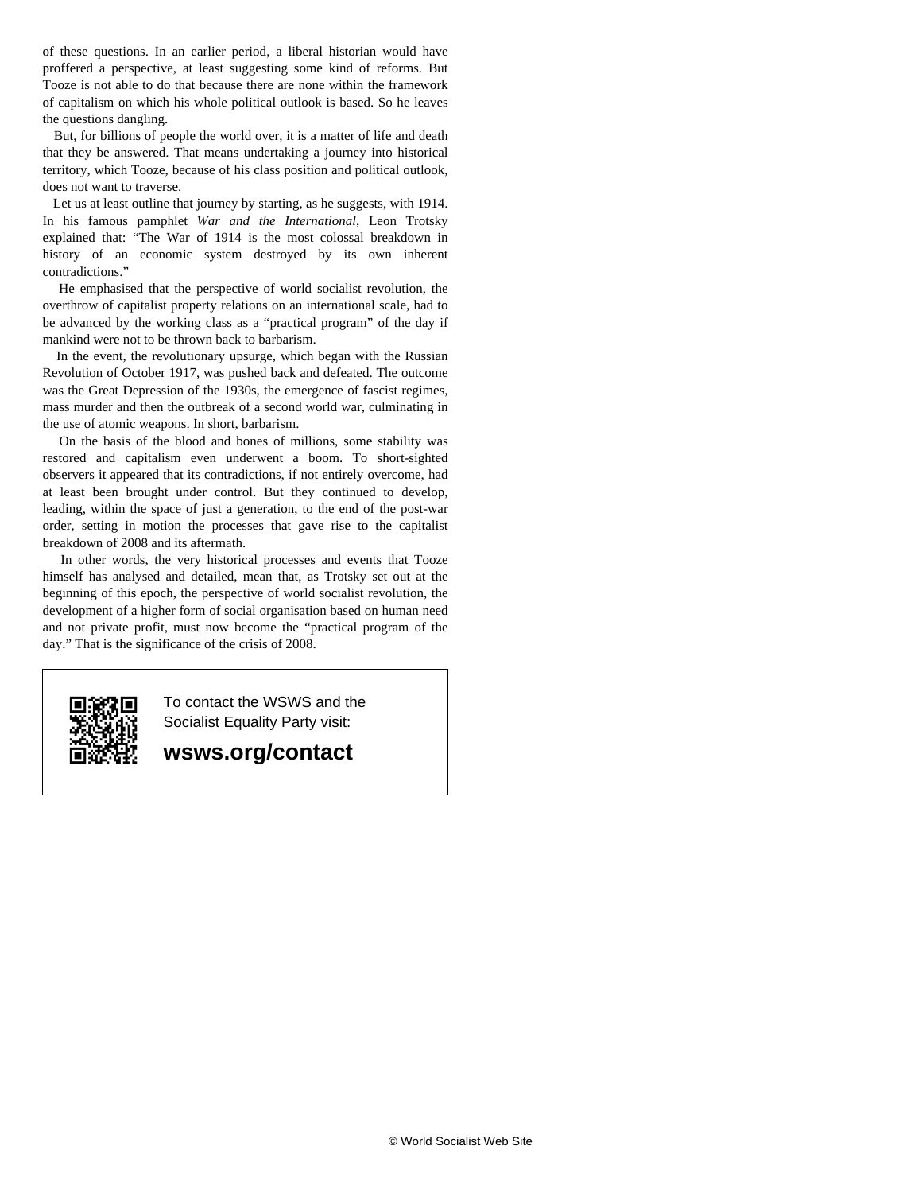of these questions. In an earlier period, a liberal historian would have proffered a perspective, at least suggesting some kind of reforms. But Tooze is not able to do that because there are none within the framework of capitalism on which his whole political outlook is based. So he leaves the questions dangling.

But, for billions of people the world over, it is a matter of life and death that they be answered. That means undertaking a journey into historical territory, which Tooze, because of his class position and political outlook, does not want to traverse.

Let us at least outline that journey by starting, as he suggests, with 1914. In his famous pamphlet *War and the International*, Leon Trotsky explained that: "The War of 1914 is the most colossal breakdown in history of an economic system destroyed by its own inherent contradictions."

He emphasised that the perspective of world socialist revolution, the overthrow of capitalist property relations on an international scale, had to be advanced by the working class as a "practical program" of the day if mankind were not to be thrown back to barbarism.

In the event, the revolutionary upsurge, which began with the Russian Revolution of October 1917, was pushed back and defeated. The outcome was the Great Depression of the 1930s, the emergence of fascist regimes, mass murder and then the outbreak of a second world war, culminating in the use of atomic weapons. In short, barbarism.

On the basis of the blood and bones of millions, some stability was restored and capitalism even underwent a boom. To short-sighted observers it appeared that its contradictions, if not entirely overcome, had at least been brought under control. But they continued to develop, leading, within the space of just a generation, to the end of the post-war order, setting in motion the processes that gave rise to the capitalist breakdown of 2008 and its aftermath.

In other words, the very historical processes and events that Tooze himself has analysed and detailed, mean that, as Trotsky set out at the beginning of this epoch, the perspective of world socialist revolution, the development of a higher form of social organisation based on human need and not private profit, must now become the "practical program of the day." That is the significance of the crisis of 2008.

To contact the WSWS and the Socialist Equality Party visit:

**wsws.org/contact**